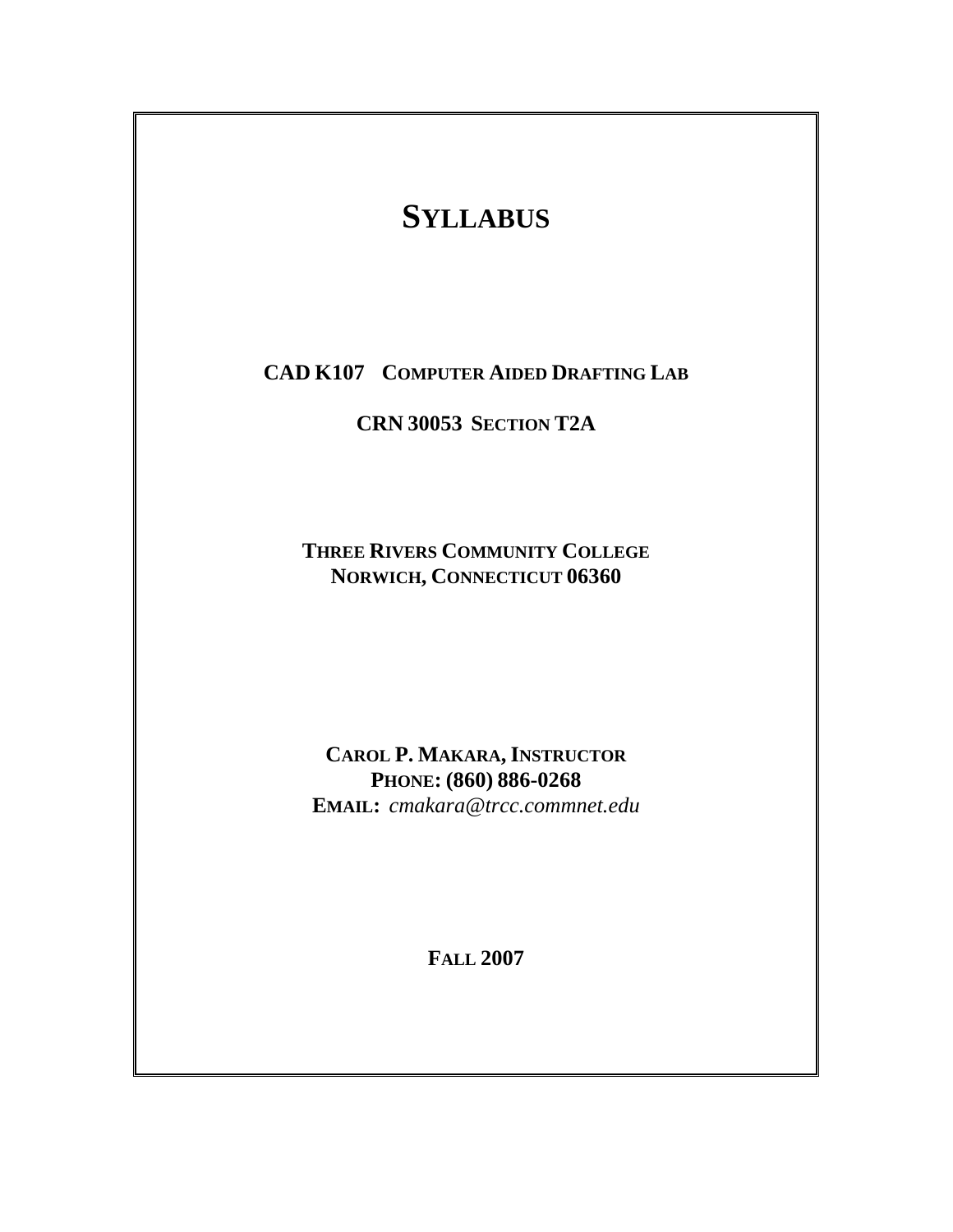# SYLLABUS

**CAD K107 COMPUTER AIDED DRAFTING LAB**

**CRN 30053 SECTION T2A**

**THREE RIVERS COMMUNITY COLLEGE**
**NORWICH, CONNECTICUT 06360**

**CAROL P. MAKARA, INSTRUCTOR**
**PHONE: (860) 886-0268**
**EMAIL:** *cmakara@trcc.commnet.edu*

**FALL 2007**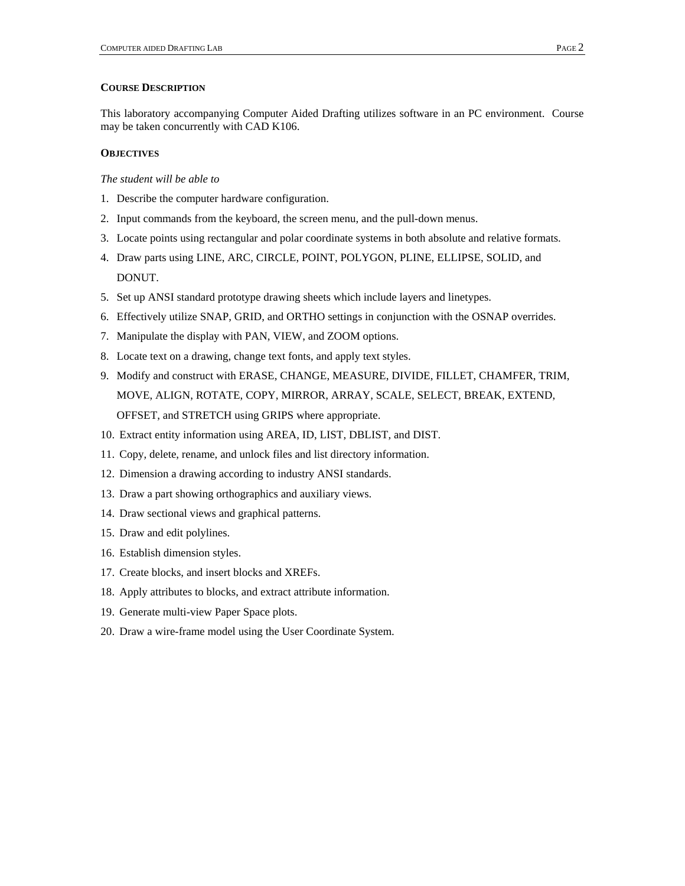## Course Description

This laboratory accompanying Computer Aided Drafting utilizes software in an PC environment. Course may be taken concurrently with CAD K106.

## Objectives

*The student will be able to*

1. Describe the computer hardware configuration.
2. Input commands from the keyboard, the screen menu, and the pull-down menus.
3. Locate points using rectangular and polar coordinate systems in both absolute and relative formats.
4. Draw parts using LINE, ARC, CIRCLE, POINT, POLYGON, PLINE, ELLIPSE, SOLID, and DONUT.
5. Set up ANSI standard prototype drawing sheets which include layers and linetypes.
6. Effectively utilize SNAP, GRID, and ORTHO settings in conjunction with the OSNAP overrides.
7. Manipulate the display with PAN, VIEW, and ZOOM options.
8. Locate text on a drawing, change text fonts, and apply text styles.
9. Modify and construct with ERASE, CHANGE, MEASURE, DIVIDE, FILLET, CHAMFER, TRIM, MOVE, ALIGN, ROTATE, COPY, MIRROR, ARRAY, SCALE, SELECT, BREAK, EXTEND, OFFSET, and STRETCH using GRIPS where appropriate.
10. Extract entity information using AREA, ID, LIST, DBLIST, and DIST.
11. Copy, delete, rename, and unlock files and list directory information.
12. Dimension a drawing according to industry ANSI standards.
13. Draw a part showing orthographics and auxiliary views.
14. Draw sectional views and graphical patterns.
15. Draw and edit polylines.
16. Establish dimension styles.
17. Create blocks, and insert blocks and XREFs.
18. Apply attributes to blocks, and extract attribute information.
19. Generate multi-view Paper Space plots.
20. Draw a wire-frame model using the User Coordinate System.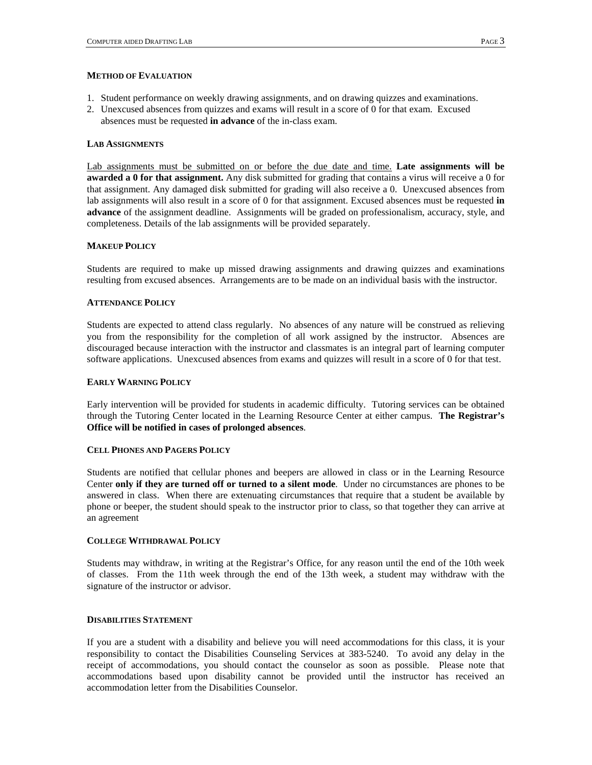### METHOD OF EVALUATION

1. Student performance on weekly drawing assignments, and on drawing quizzes and examinations.
2. Unexcused absences from quizzes and exams will result in a score of 0 for that exam. Excused absences must be requested **in advance** of the in-class exam.

### LAB ASSIGNMENTS

Lab assignments must be submitted on or before the due date and time. **Late assignments will be awarded a 0 for that assignment.** Any disk submitted for grading that contains a virus will receive a 0 for that assignment. Any damaged disk submitted for grading will also receive a 0. Unexcused absences from lab assignments will also result in a score of 0 for that assignment. Excused absences must be requested **in advance** of the assignment deadline. Assignments will be graded on professionalism, accuracy, style, and completeness. Details of the lab assignments will be provided separately.

### MAKEUP POLICY

Students are required to make up missed drawing assignments and drawing quizzes and examinations resulting from excused absences. Arrangements are to be made on an individual basis with the instructor.

### ATTENDANCE POLICY

Students are expected to attend class regularly. No absences of any nature will be construed as relieving you from the responsibility for the completion of all work assigned by the instructor. Absences are discouraged because interaction with the instructor and classmates is an integral part of learning computer software applications. Unexcused absences from exams and quizzes will result in a score of 0 for that test.

### EARLY WARNING POLICY

Early intervention will be provided for students in academic difficulty. Tutoring services can be obtained through the Tutoring Center located in the Learning Resource Center at either campus. **The Registrar's Office will be notified in cases of prolonged absences**.

### CELL PHONES AND PAGERS POLICY

Students are notified that cellular phones and beepers are allowed in class or in the Learning Resource Center **only if they are turned off or turned to a silent mode**. Under no circumstances are phones to be answered in class. When there are extenuating circumstances that require that a student be available by phone or beeper, the student should speak to the instructor prior to class, so that together they can arrive at an agreement

### COLLEGE WITHDRAWAL POLICY

Students may withdraw, in writing at the Registrar's Office, for any reason until the end of the 10th week of classes. From the 11th week through the end of the 13th week, a student may withdraw with the signature of the instructor or advisor.

### DISABILITIES STATEMENT

If you are a student with a disability and believe you will need accommodations for this class, it is your responsibility to contact the Disabilities Counseling Services at 383-5240. To avoid any delay in the receipt of accommodations, you should contact the counselor as soon as possible. Please note that accommodations based upon disability cannot be provided until the instructor has received an accommodation letter from the Disabilities Counselor.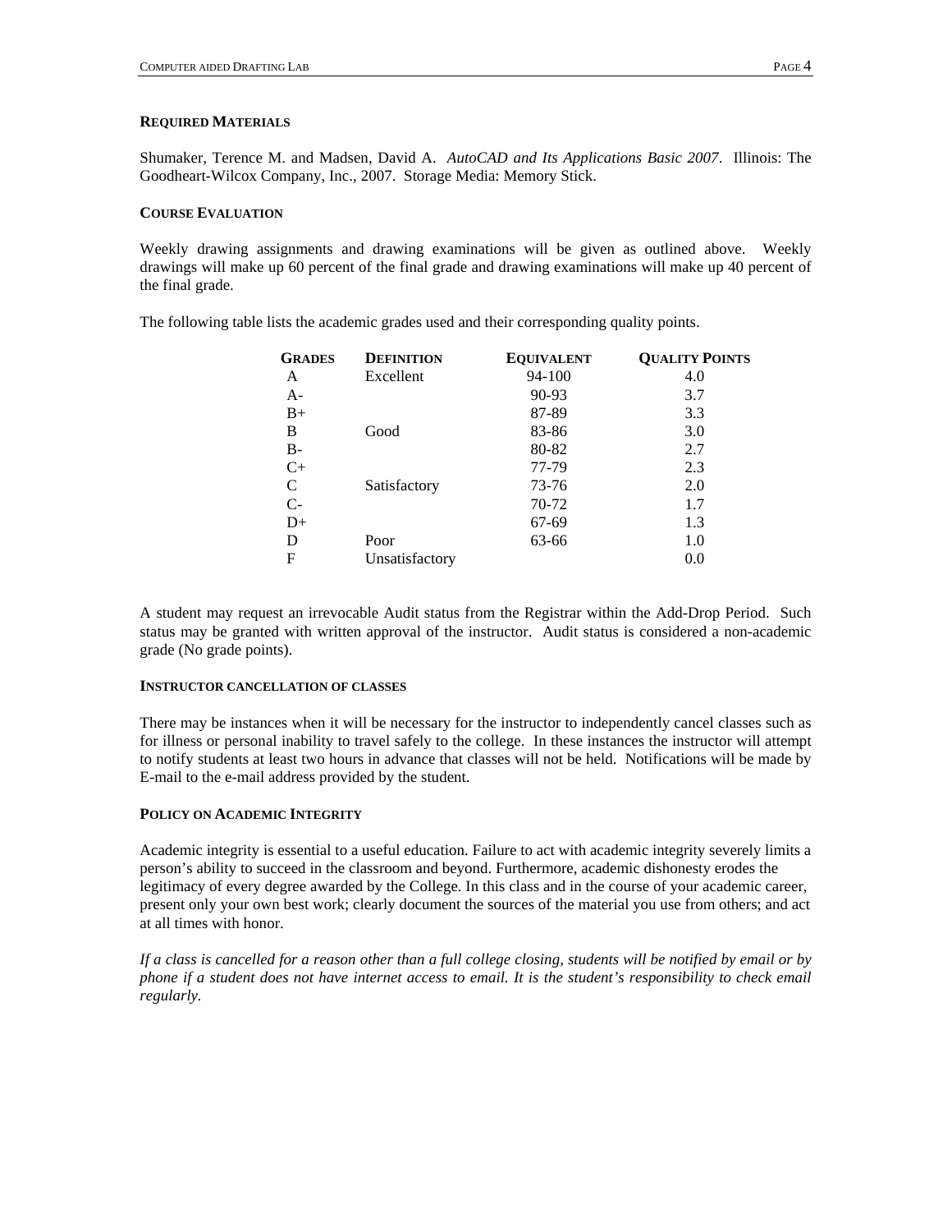### REQUIRED MATERIALS

Shumaker, Terence M. and Madsen, David A. *AutoCAD and Its Applications Basic 2007*. Illinois: The Goodheart-Wilcox Company, Inc., 2007. Storage Media: Memory Stick.

### COURSE EVALUATION

Weekly drawing assignments and drawing examinations will be given as outlined above. Weekly drawings will make up 60 percent of the final grade and drawing examinations will make up 40 percent of the final grade.

The following table lists the academic grades used and their corresponding quality points.

| GRADES | DEFINITION | EQUIVALENT | QUALITY POINTS |
|---|---|---|---|
| A | Excellent | 94-100 | 4.0 |
| A- | | 90-93 | 3.7 |
| B+ | | 87-89 | 3.3 |
| B | Good | 83-86 | 3.0 |
| B- | | 80-82 | 2.7 |
| C+ | | 77-79 | 2.3 |
| C | Satisfactory | 73-76 | 2.0 |
| C- | | 70-72 | 1.7 |
| D+ | | 67-69 | 1.3 |
| D | Poor | 63-66 | 1.0 |
| F | Unsatisfactory | | 0.0 |

A student may request an irrevocable Audit status from the Registrar within the Add-Drop Period. Such status may be granted with written approval of the instructor. Audit status is considered a non-academic grade (No grade points).

### INSTRUCTOR CANCELLATION OF CLASSES

There may be instances when it will be necessary for the instructor to independently cancel classes such as for illness or personal inability to travel safely to the college. In these instances the instructor will attempt to notify students at least two hours in advance that classes will not be held. Notifications will be made by E-mail to the e-mail address provided by the student.

### POLICY ON ACADEMIC INTEGRITY

Academic integrity is essential to a useful education. Failure to act with academic integrity severely limits a person's ability to succeed in the classroom and beyond. Furthermore, academic dishonesty erodes the legitimacy of every degree awarded by the College. In this class and in the course of your academic career, present only your own best work; clearly document the sources of the material you use from others; and act at all times with honor.

*If a class is cancelled for a reason other than a full college closing, students will be notified by email or by phone if a student does not have internet access to email. It is the student's responsibility to check email regularly.*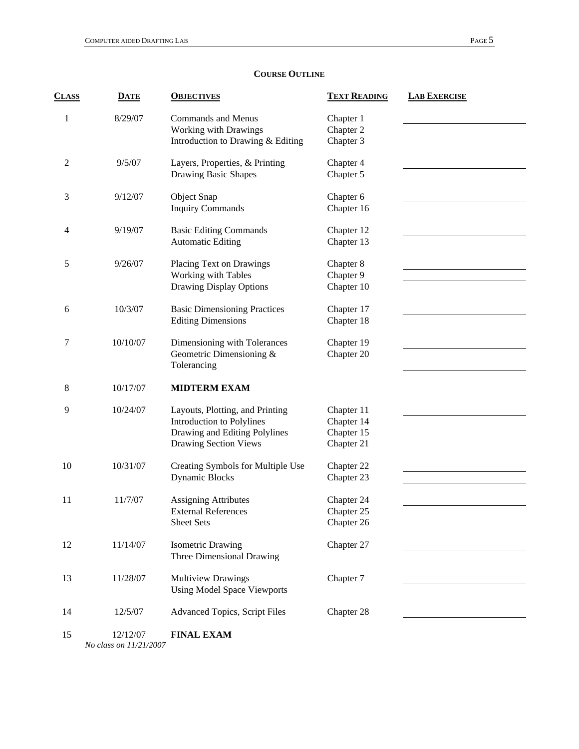## COURSE OUTLINE

| CLASS | DATE | OBJECTIVES | TEXT READING | LAB EXERCISE |
|---|---|---|---|---|
| 1 | 8/29/07 | Commands and Menus<br>Working with Drawings<br>Introduction to Drawing & Editing | Chapter 1<br>Chapter 2<br>Chapter 3 | |
| 2 | 9/5/07 | Layers, Properties, & Printing<br>Drawing Basic Shapes | Chapter 4<br>Chapter 5 | |
| 3 | 9/12/07 | Object Snap<br>Inquiry Commands | Chapter 6<br>Chapter 16 | |
| 4 | 9/19/07 | Basic Editing Commands<br>Automatic Editing | Chapter 12<br>Chapter 13 | |
| 5 | 9/26/07 | Placing Text on Drawings<br>Working with Tables<br>Drawing Display Options | Chapter 8<br>Chapter 9<br>Chapter 10 | |
| 6 | 10/3/07 | Basic Dimensioning Practices<br>Editing Dimensions | Chapter 17<br>Chapter 18 | |
| 7 | 10/10/07 | Dimensioning with Tolerances<br>Geometric Dimensioning & Tolerancing | Chapter 19<br>Chapter 20 | |
| 8 | 10/17/07 | **MIDTERM EXAM** | | |
| 9 | 10/24/07 | Layouts, Plotting, and Printing<br>Introduction to Polylines<br>Drawing and Editing Polylines<br>Drawing Section Views | Chapter 11<br>Chapter 14<br>Chapter 15<br>Chapter 21 | |
| 10 | 10/31/07 | Creating Symbols for Multiple Use<br>Dynamic Blocks | Chapter 22<br>Chapter 23 | |
| 11 | 11/7/07 | Assigning Attributes<br>External References<br>Sheet Sets | Chapter 24<br>Chapter 25<br>Chapter 26 | |
| 12 | 11/14/07 | Isometric Drawing<br>Three Dimensional Drawing | Chapter 27 | |
| 13 | 11/28/07 | Multiview Drawings<br>Using Model Space Viewports | Chapter 7 | |
| 14 | 12/5/07 | Advanced Topics, Script Files | Chapter 28 | |
| 15 | 12/12/07 | **FINAL EXAM** | | |

*No class on 11/21/2007*